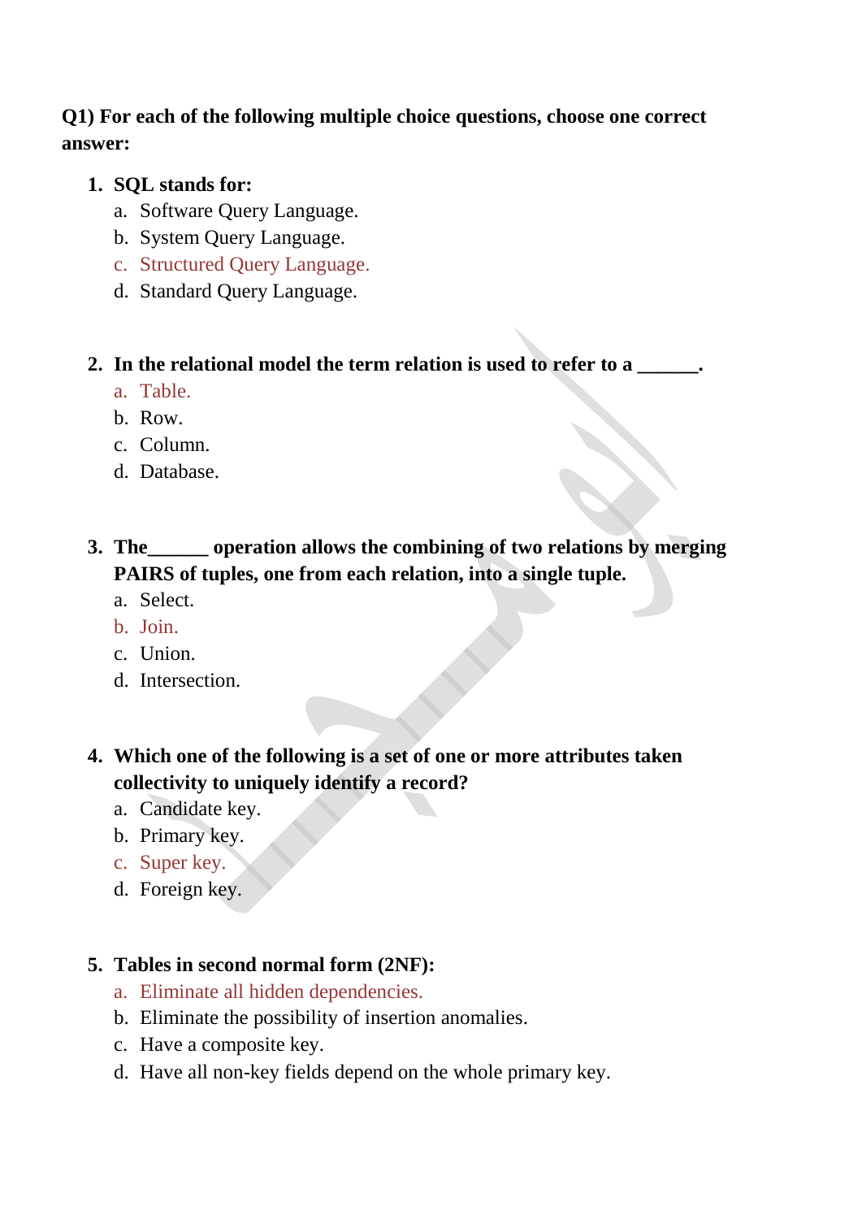**Q1) For each of the following multiple choice questions, choose one correct answer:**

1. **SQL stands for:**
   a. Software Query Language.
   b. System Query Language.
   c. Structured Query Language.
   d. Standard Query Language.

2. **In the relational model the term relation is used to refer to a ______.**
   a. Table.
   b. Row.
   c. Column.
   d. Database.

3. **The______ operation allows the combining of two relations by merging PAIRS of tuples, one from each relation, into a single tuple.**
   a. Select.
   b. Join.
   c. Union.
   d. Intersection.

4. **Which one of the following is a set of one or more attributes taken collectivity to uniquely identify a record?**
   a. Candidate key.
   b. Primary key.
   c. Super key.
   d. Foreign key.

5. **Tables in second normal form (2NF):**
   a. Eliminate all hidden dependencies.
   b. Eliminate the possibility of insertion anomalies.
   c. Have a composite key.
   d. Have all non-key fields depend on the whole primary key.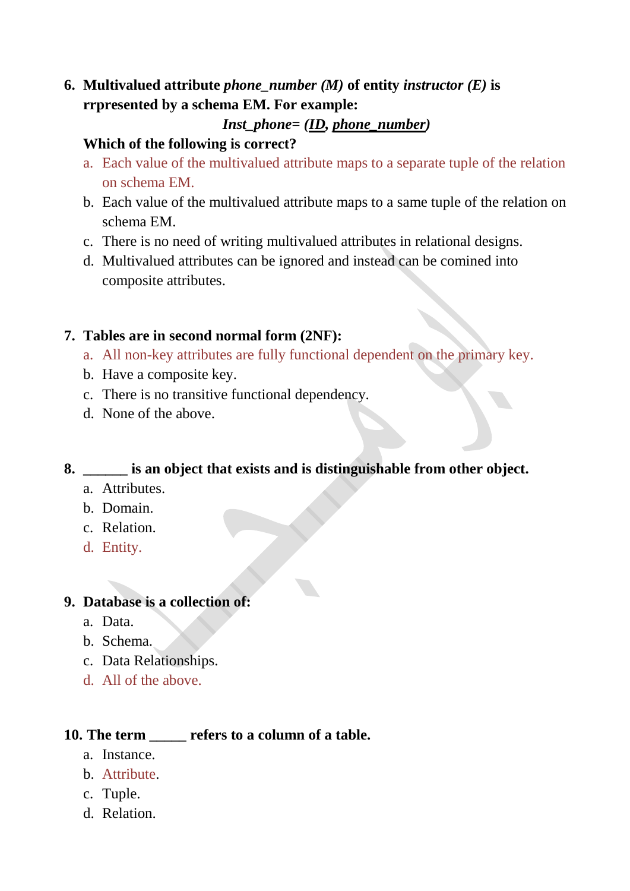6. **Multivalued attribute *phone_number (M)* of entity *instructor (E)* is rrpresented by a schema EM. For example:**

   ***Inst_phone*= (*<u>ID</u>*, *<u>phone_number</u>*)**

   **Which of the following is correct?**

   a. Each value of the multivalued attribute maps to a separate tuple of the relation on schema EM.
   b. Each value of the multivalued attribute maps to a same tuple of the relation on schema EM.
   c. There is no need of writing multivalued attributes in relational designs.
   d. Multivalued attributes can be ignored and instead can be comined into composite attributes.

7. **Tables are in second normal form (2NF):**
   a. All non-key attributes are fully functional dependent on the primary key.
   b. Have a composite key.
   c. There is no transitive functional dependency.
   d. None of the above.

8. **______ is an object that exists and is distinguishable from other object.**
   a. Attributes.
   b. Domain.
   c. Relation.
   d. Entity.

9. **Database is a collection of:**
   a. Data.
   b. Schema.
   c. Data Relationships.
   d. All of the above.

10. **The term _____ refers to a column of a table.**
    a. Instance.
    b. Attribute.
    c. Tuple.
    d. Relation.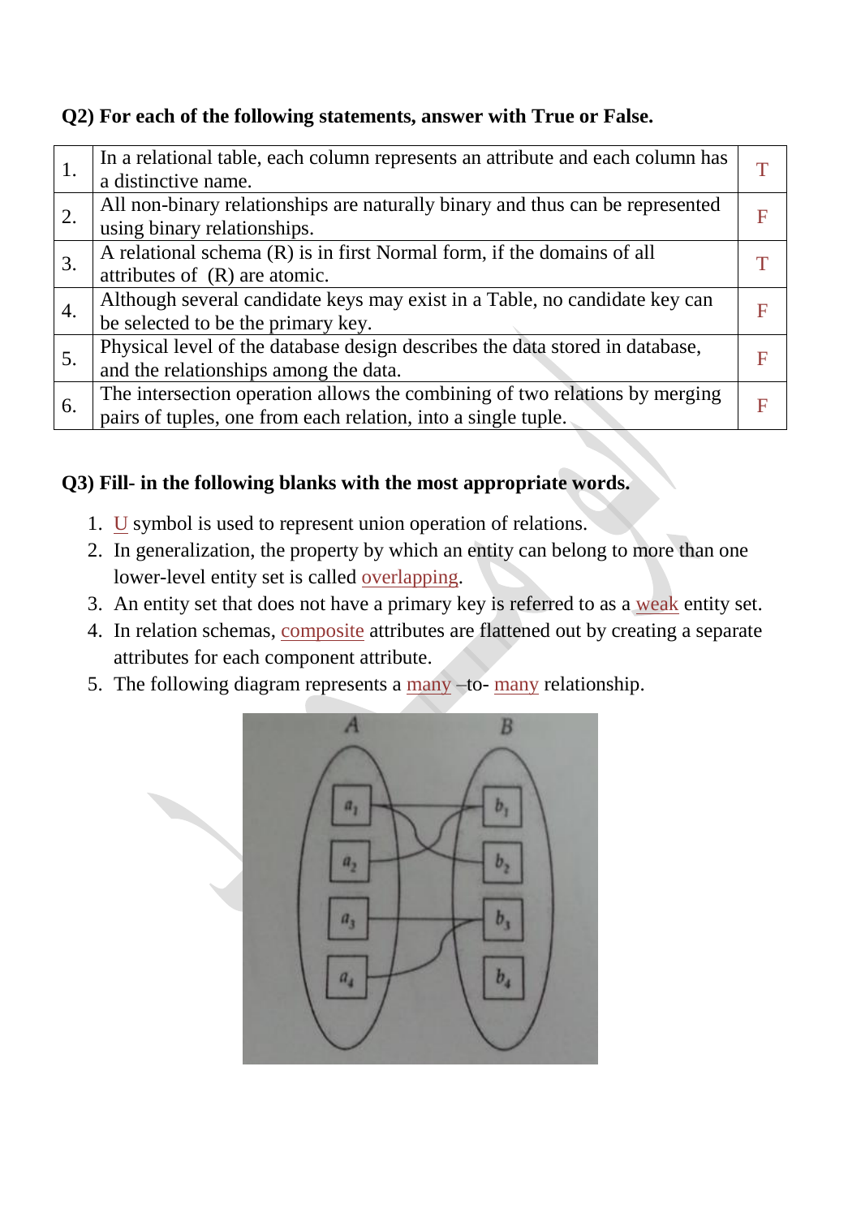**Q2) For each of the following statements, answer with True or False.**

| | | |
|---|---|---|
| 1. | In a relational table, each column represents an attribute and each column has a distinctive name. | T |
| 2. | All non-binary relationships are naturally binary and thus can be represented using binary relationships. | F |
| 3. | A relational schema (R) is in first Normal form, if the domains of all attributes of (R) are atomic. | T |
| 4. | Although several candidate keys may exist in a Table, no candidate key can be selected to be the primary key. | F |
| 5. | Physical level of the database design describes the data stored in database, and the relationships among the data. | F |
| 6. | The intersection operation allows the combining of two relations by merging pairs of tuples, one from each relation, into a single tuple. | F |

**Q3) Fill- in the following blanks with the most appropriate words.**

1. U symbol is used to represent union operation of relations.
2. In generalization, the property by which an entity can belong to more than one lower-level entity set is called overlapping.
3. An entity set that does not have a primary key is referred to as a weak entity set.
4. In relation schemas, composite attributes are flattened out by creating a separate attributes for each component attribute.
5. The following diagram represents a many –to- many relationship.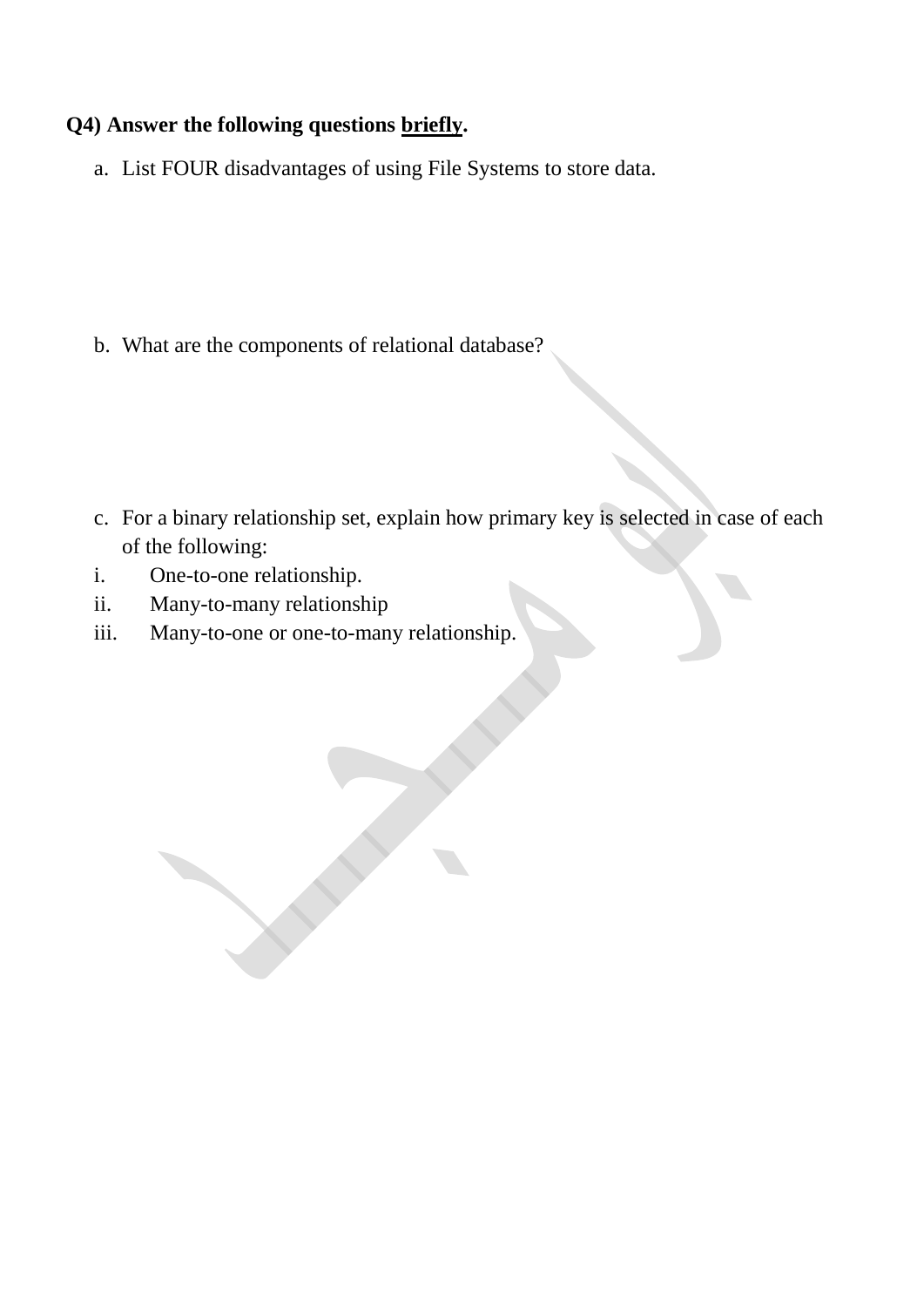**Q4) Answer the following questions <u>briefly</u>.**

a. List FOUR disadvantages of using File Systems to store data.

b. What are the components of relational database?

c. For a binary relationship set, explain how primary key is selected in case of each of the following:

i. One-to-one relationship.

ii. Many-to-many relationship

iii. Many-to-one or one-to-many relationship.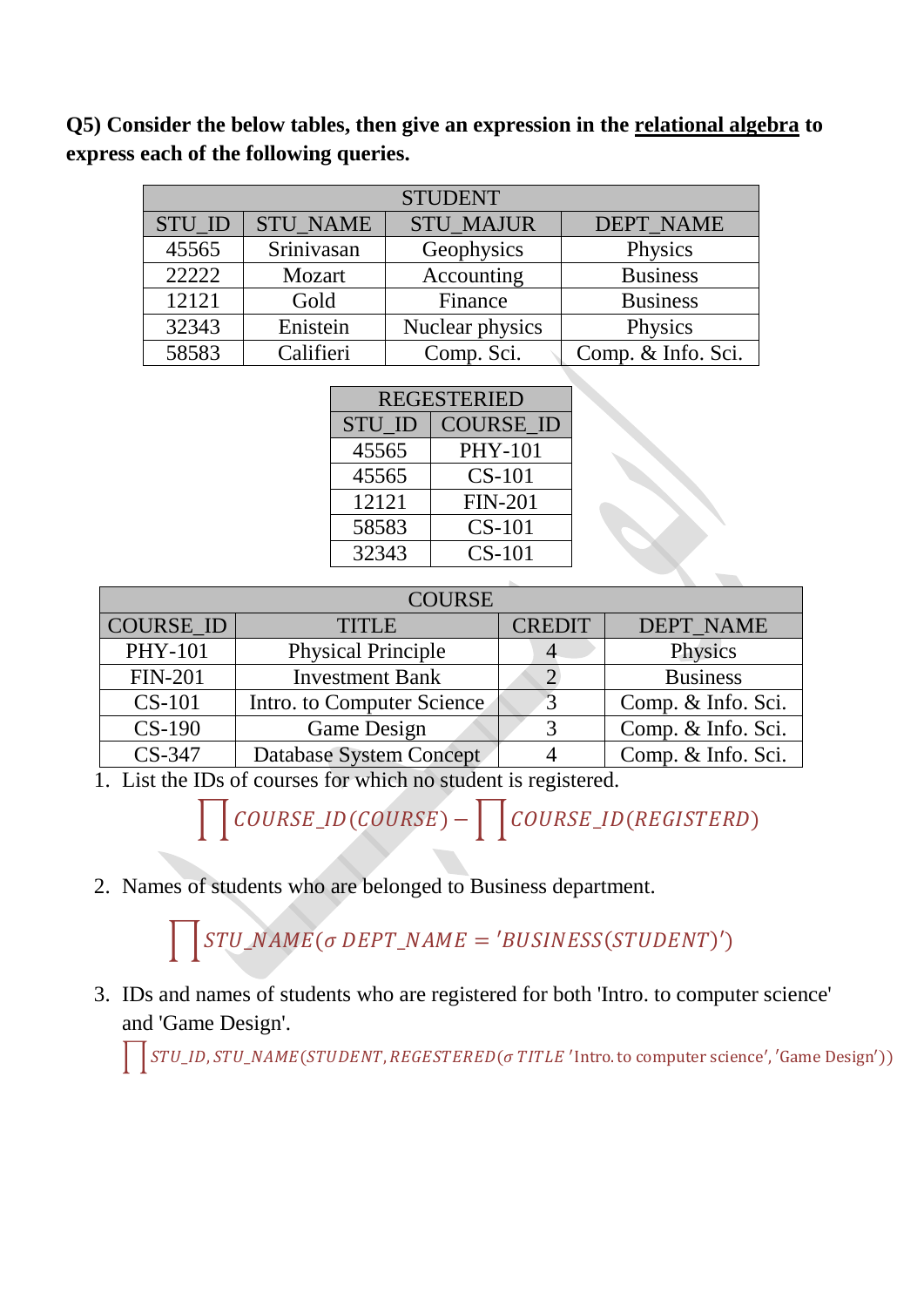**Q5) Consider the below tables, then give an expression in the <u>relational algebra</u> to express each of the following queries.**

| STUDENT | | | |
|---|---|---|---|
| STU_ID | STU_NAME | STU_MAJUR | DEPT_NAME |
| 45565 | Srinivasan | Geophysics | Physics |
| 22222 | Mozart | Accounting | Business |
| 12121 | Gold | Finance | Business |
| 32343 | Enistein | Nuclear physics | Physics |
| 58583 | Califieri | Comp. Sci. | Comp. & Info. Sci. |

| REGESTERIED | |
|---|---|
| STU_ID | COURSE_ID |
| 45565 | PHY-101 |
| 45565 | CS-101 |
| 12121 | FIN-201 |
| 58583 | CS-101 |
| 32343 | CS-101 |

| COURSE | | | |
|---|---|---|---|
| COURSE_ID | TITLE | CREDIT | DEPT_NAME |
| PHY-101 | Physical Principle | 4 | Physics |
| FIN-201 | Investment Bank | 2 | Business |
| CS-101 | Intro. to Computer Science | 3 | Comp. & Info. Sci. |
| CS-190 | Game Design | 3 | Comp. & Info. Sci. |
| CS-347 | Database System Concept | 4 | Comp. & Info. Sci. |

1. List the IDs of courses for which no student is registered.

$$\prod COURSE\_ID(COURSE) - \prod COURSE\_ID(REGISTERD)$$

2. Names of students who are belonged to Business department.

$$\prod STU\_NAME(\sigma\ DEPT\_NAME = 'BUSINESS(STUDENT)')$$

3. IDs and names of students who are registered for both 'Intro. to computer science' and 'Game Design'.

$$\prod STU\_ID, STU\_NAME(STUDENT, REGESTERED(\sigma\ TITLE\ '\text{Intro. to computer science}', '\text{Game Design}'))$$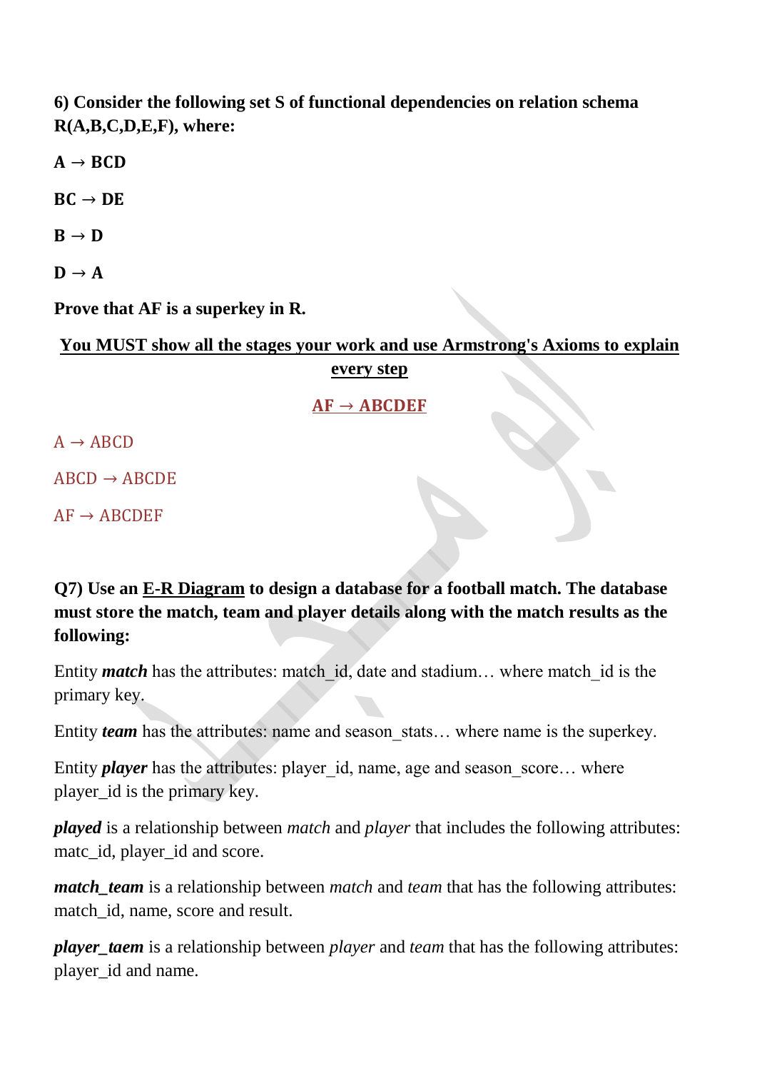**6) Consider the following set S of functional dependencies on relation schema R(A,B,C,D,E,F), where:**

**A → BCD**

**BC → DE**

**B → D**

**D → A**

**Prove that AF is a superkey in R.**

<u>**You MUST show all the stages your work and use Armstrong's Axioms to explain every step**</u>

<u>**AF → ABCDEF**</u>

A → ABCD

ABCD → ABCDE

AF → ABCDEF

**Q7) Use an <u>E-R Diagram</u> to design a database for a football match. The database must store the match, team and player details along with the match results as the following:**

Entity ***match*** has the attributes: match_id, date and stadium… where match_id is the primary key.

Entity ***team*** has the attributes: name and season_stats… where name is the superkey.

Entity ***player*** has the attributes: player_id, name, age and season_score… where player_id is the primary key.

***played*** is a relationship between *match* and *player* that includes the following attributes: matc_id, player_id and score.

***match_team*** is a relationship between *match* and *team* that has the following attributes: match_id, name, score and result.

***player_taem*** is a relationship between *player* and *team* that has the following attributes: player_id and name.